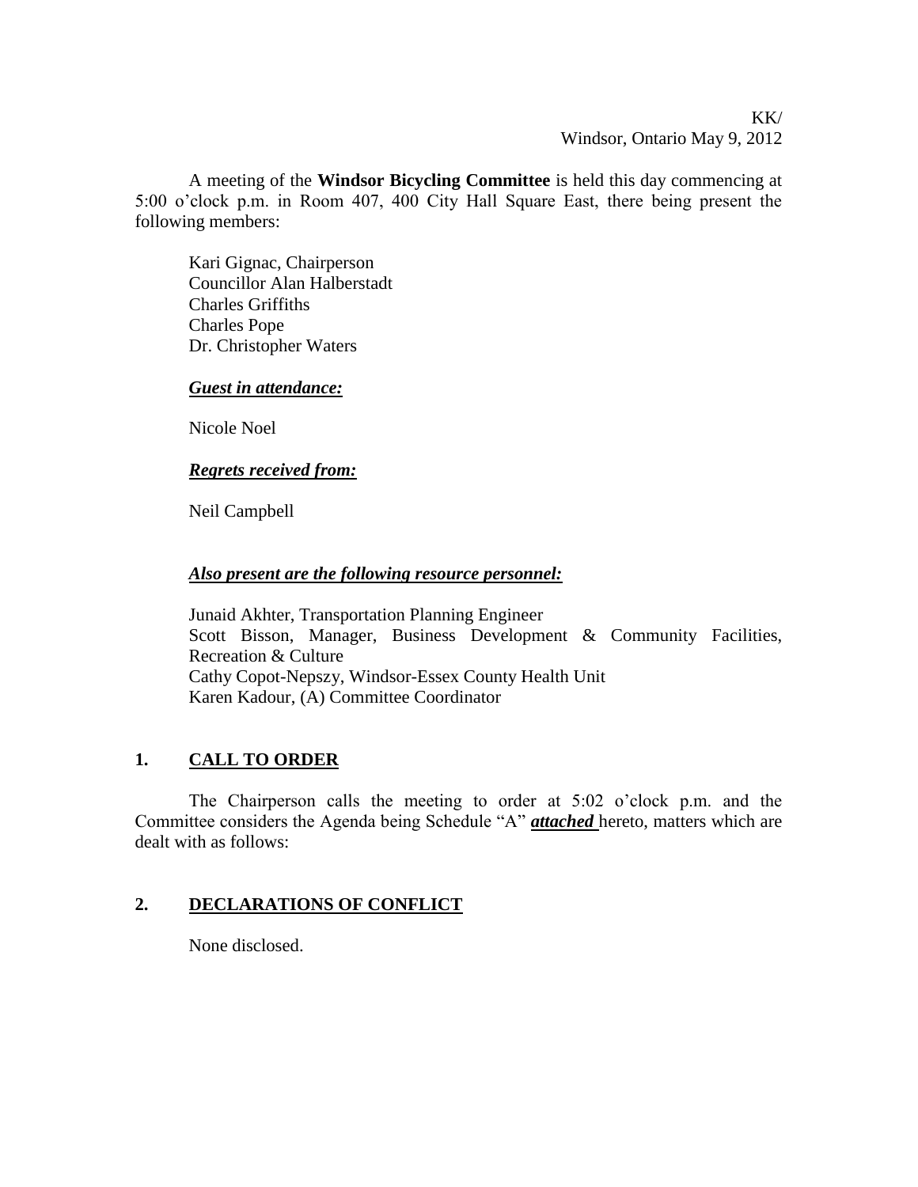KK/
Windsor, Ontario May 9, 2012

A meeting of the **Windsor Bicycling Committee** is held this day commencing at 5:00 o'clock p.m. in Room 407, 400 City Hall Square East, there being present the following members:

Kari Gignac, Chairperson
Councillor Alan Halberstadt
Charles Griffiths
Charles Pope
Dr. Christopher Waters

***Guest in attendance:***

Nicole Noel

***Regrets received from:***

Neil Campbell

***Also present are the following resource personnel:***

Junaid Akhter, Transportation Planning Engineer
Scott Bisson, Manager, Business Development & Community Facilities, Recreation & Culture
Cathy Copot-Nepszy, Windsor-Essex County Health Unit
Karen Kadour, (A) Committee Coordinator

## 1. CALL TO ORDER

The Chairperson calls the meeting to order at 5:02 o'clock p.m. and the Committee considers the Agenda being Schedule "A" ***attached*** hereto, matters which are dealt with as follows:

## 2. DECLARATIONS OF CONFLICT

None disclosed.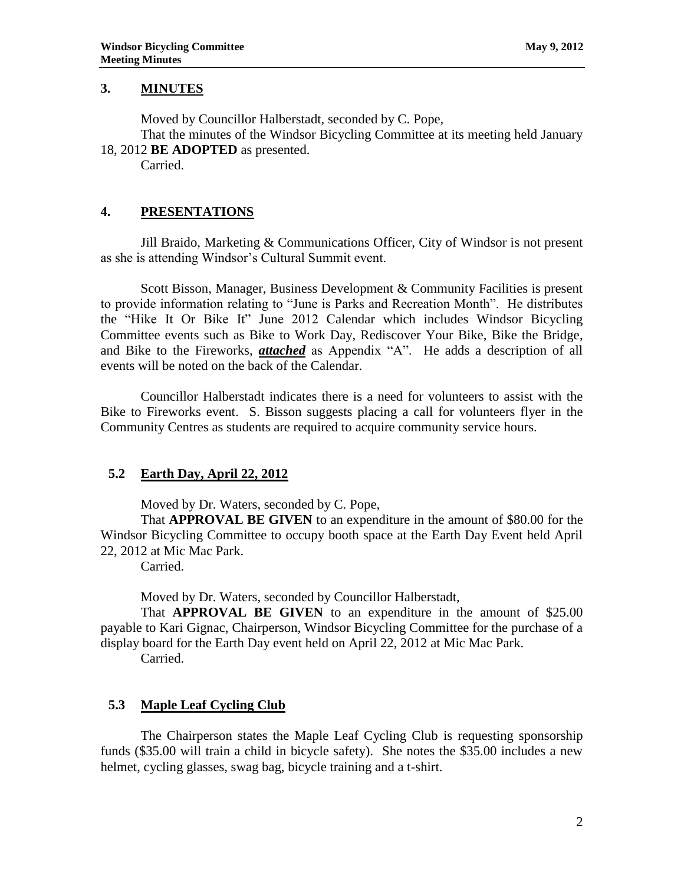## 3. MINUTES

Moved by Councillor Halberstadt, seconded by C. Pope,

That the minutes of the Windsor Bicycling Committee at its meeting held January 18, 2012 **BE ADOPTED** as presented.

Carried.

## 4. PRESENTATIONS

Jill Braido, Marketing & Communications Officer, City of Windsor is not present as she is attending Windsor's Cultural Summit event.

Scott Bisson, Manager, Business Development & Community Facilities is present to provide information relating to "June is Parks and Recreation Month". He distributes the "Hike It Or Bike It" June 2012 Calendar which includes Windsor Bicycling Committee events such as Bike to Work Day, Rediscover Your Bike, Bike the Bridge, and Bike to the Fireworks, ***attached*** as Appendix "A". He adds a description of all events will be noted on the back of the Calendar.

Councillor Halberstadt indicates there is a need for volunteers to assist with the Bike to Fireworks event. S. Bisson suggests placing a call for volunteers flyer in the Community Centres as students are required to acquire community service hours.

### 5.2 Earth Day, April 22, 2012

Moved by Dr. Waters, seconded by C. Pope,

That **APPROVAL BE GIVEN** to an expenditure in the amount of $80.00 for the Windsor Bicycling Committee to occupy booth space at the Earth Day Event held April 22, 2012 at Mic Mac Park.

Carried.

Moved by Dr. Waters, seconded by Councillor Halberstadt,

That **APPROVAL BE GIVEN** to an expenditure in the amount of $25.00 payable to Kari Gignac, Chairperson, Windsor Bicycling Committee for the purchase of a display board for the Earth Day event held on April 22, 2012 at Mic Mac Park.

Carried.

### 5.3 Maple Leaf Cycling Club

The Chairperson states the Maple Leaf Cycling Club is requesting sponsorship funds ($35.00 will train a child in bicycle safety). She notes the $35.00 includes a new helmet, cycling glasses, swag bag, bicycle training and a t-shirt.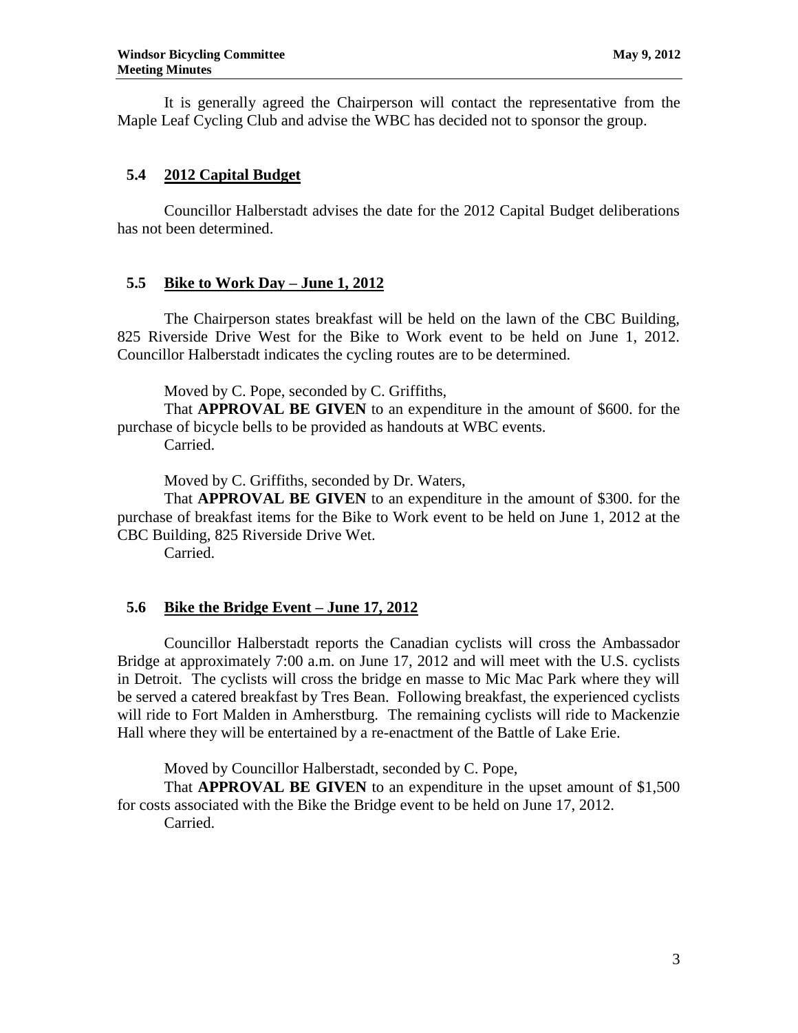It is generally agreed the Chairperson will contact the representative from the Maple Leaf Cycling Club and advise the WBC has decided not to sponsor the group.

### 5.4 2012 Capital Budget

Councillor Halberstadt advises the date for the 2012 Capital Budget deliberations has not been determined.

### 5.5 Bike to Work Day – June 1, 2012

The Chairperson states breakfast will be held on the lawn of the CBC Building, 825 Riverside Drive West for the Bike to Work event to be held on June 1, 2012. Councillor Halberstadt indicates the cycling routes are to be determined.

Moved by C. Pope, seconded by C. Griffiths,

That **APPROVAL BE GIVEN** to an expenditure in the amount of $600. for the purchase of bicycle bells to be provided as handouts at WBC events.

Carried.

Moved by C. Griffiths, seconded by Dr. Waters,

That **APPROVAL BE GIVEN** to an expenditure in the amount of $300. for the purchase of breakfast items for the Bike to Work event to be held on June 1, 2012 at the CBC Building, 825 Riverside Drive Wet.

Carried.

### 5.6 Bike the Bridge Event – June 17, 2012

Councillor Halberstadt reports the Canadian cyclists will cross the Ambassador Bridge at approximately 7:00 a.m. on June 17, 2012 and will meet with the U.S. cyclists in Detroit. The cyclists will cross the bridge en masse to Mic Mac Park where they will be served a catered breakfast by Tres Bean. Following breakfast, the experienced cyclists will ride to Fort Malden in Amherstburg. The remaining cyclists will ride to Mackenzie Hall where they will be entertained by a re-enactment of the Battle of Lake Erie.

Moved by Councillor Halberstadt, seconded by C. Pope,

That **APPROVAL BE GIVEN** to an expenditure in the upset amount of $1,500 for costs associated with the Bike the Bridge event to be held on June 17, 2012.

Carried.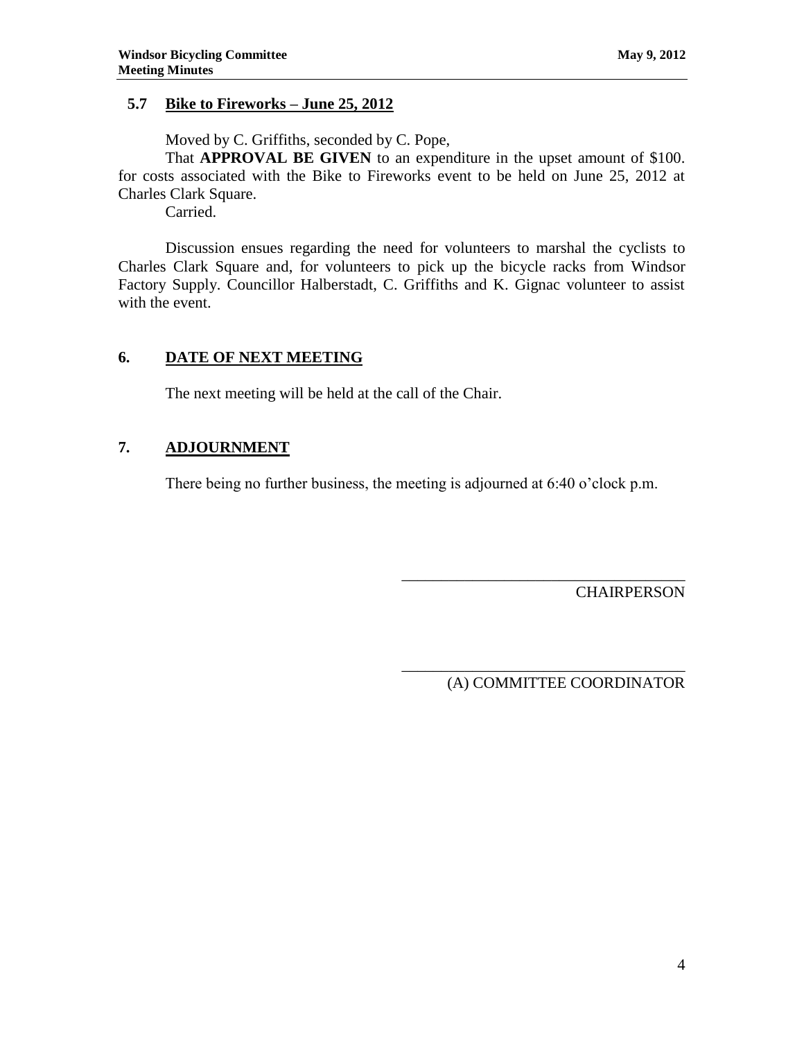### 5.7 Bike to Fireworks – June 25, 2012

Moved by C. Griffiths, seconded by C. Pope,

That **APPROVAL BE GIVEN** to an expenditure in the upset amount of $100. for costs associated with the Bike to Fireworks event to be held on June 25, 2012 at Charles Clark Square.

Carried.

Discussion ensues regarding the need for volunteers to marshal the cyclists to Charles Clark Square and, for volunteers to pick up the bicycle racks from Windsor Factory Supply. Councillor Halberstadt, C. Griffiths and K. Gignac volunteer to assist with the event.

## 6. DATE OF NEXT MEETING

The next meeting will be held at the call of the Chair.

## 7. ADJOURNMENT

There being no further business, the meeting is adjourned at 6:40 o'clock p.m.

\_\_\_\_\_\_\_\_\_\_\_\_\_\_\_\_\_\_\_\_\_\_\_\_\_\_\_\_\_\_\_\_\_\_\_\_

CHAIRPERSON

\_\_\_\_\_\_\_\_\_\_\_\_\_\_\_\_\_\_\_\_\_\_\_\_\_\_\_\_\_\_\_\_\_\_\_\_

(A) COMMITTEE COORDINATOR